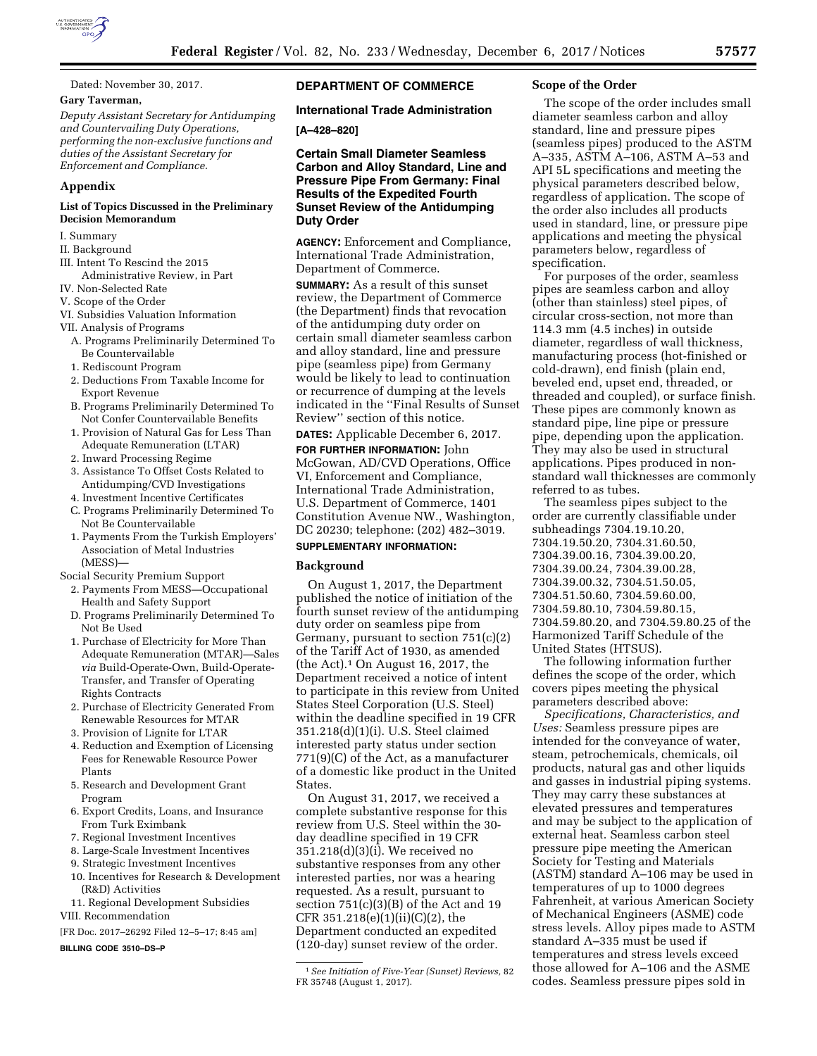Dated: November 30, 2017.

**Gary Taverman,**

*Deputy Assistant Secretary for Antidumping and Countervailing Duty Operations, performing the non-exclusive functions and duties of the Assistant Secretary for Enforcement and Compliance.*

## Appendix

### List of Topics Discussed in the Preliminary Decision Memorandum

I. Summary
II. Background
III. Intent To Rescind the 2015 Administrative Review, in Part
IV. Non-Selected Rate
V. Scope of the Order
VI. Subsidies Valuation Information
VII. Analysis of Programs
A. Programs Preliminarily Determined To Be Countervailable
1. Rediscount Program
2. Deductions From Taxable Income for Export Revenue
B. Programs Preliminarily Determined To Not Confer Countervailable Benefits
1. Provision of Natural Gas for Less Than Adequate Remuneration (LTAR)
2. Inward Processing Regime
3. Assistance To Offset Costs Related to Antidumping/CVD Investigations
4. Investment Incentive Certificates
C. Programs Preliminarily Determined To Not Be Countervailable
1. Payments From the Turkish Employers' Association of Metal Industries (MESS)—Social Security Premium Support
2. Payments From MESS—Occupational Health and Safety Support
D. Programs Preliminarily Determined To Not Be Used
1. Purchase of Electricity for More Than Adequate Remuneration (MTAR)—Sales *via* Build-Operate-Own, Build-Operate-Transfer, and Transfer of Operating Rights Contracts
2. Purchase of Electricity Generated From Renewable Resources for MTAR
3. Provision of Lignite for LTAR
4. Reduction and Exemption of Licensing Fees for Renewable Resource Power Plants
5. Research and Development Grant Program
6. Export Credits, Loans, and Insurance From Turk Eximbank
7. Regional Investment Incentives
8. Large-Scale Investment Incentives
9. Strategic Investment Incentives
10. Incentives for Research & Development (R&D) Activities
11. Regional Development Subsidies
VIII. Recommendation

[FR Doc. 2017–26292 Filed 12–5–17; 8:45 am]

**BILLING CODE 3510–DS–P**

## DEPARTMENT OF COMMERCE

### International Trade Administration

**[A–428–820]**

### Certain Small Diameter Seamless Carbon and Alloy Standard, Line and Pressure Pipe From Germany: Final Results of the Expedited Fourth Sunset Review of the Antidumping Duty Order

**AGENCY:** Enforcement and Compliance, International Trade Administration, Department of Commerce.

**SUMMARY:** As a result of this sunset review, the Department of Commerce (the Department) finds that revocation of the antidumping duty order on certain small diameter seamless carbon and alloy standard, line and pressure pipe (seamless pipe) from Germany would be likely to lead to continuation or recurrence of dumping at the levels indicated in the "Final Results of Sunset Review" section of this notice.

**DATES:** Applicable December 6, 2017.

**FOR FURTHER INFORMATION:** John McGowan, AD/CVD Operations, Office VI, Enforcement and Compliance, International Trade Administration, U.S. Department of Commerce, 1401 Constitution Avenue NW., Washington, DC 20230; telephone: (202) 482–3019.

**SUPPLEMENTARY INFORMATION:**

### Background

On August 1, 2017, the Department published the notice of initiation of the fourth sunset review of the antidumping duty order on seamless pipe from Germany, pursuant to section 751(c)(2) of the Tariff Act of 1930, as amended (the Act).[1] On August 16, 2017, the Department received a notice of intent to participate in this review from United States Steel Corporation (U.S. Steel) within the deadline specified in 19 CFR 351.218(d)(1)(i). U.S. Steel claimed interested party status under section 771(9)(C) of the Act, as a manufacturer of a domestic like product in the United States.

On August 31, 2017, we received a complete substantive response for this review from U.S. Steel within the 30-day deadline specified in 19 CFR 351.218(d)(3)(i). We received no substantive responses from any other interested parties, nor was a hearing requested. As a result, pursuant to section 751(c)(3)(B) of the Act and 19 CFR 351.218(e)(1)(ii)(C)(2), the Department conducted an expedited (120-day) sunset review of the order.

[1] *See Initiation of Five-Year (Sunset) Reviews,* 82 FR 35748 (August 1, 2017).

### Scope of the Order

The scope of the order includes small diameter seamless carbon and alloy standard, line and pressure pipes (seamless pipes) produced to the ASTM A–335, ASTM A–106, ASTM A–53 and API 5L specifications and meeting the physical parameters described below, regardless of application. The scope of the order also includes all products used in standard, line, or pressure pipe applications and meeting the physical parameters below, regardless of specification.

For purposes of the order, seamless pipes are seamless carbon and alloy (other than stainless) steel pipes, of circular cross-section, not more than 114.3 mm (4.5 inches) in outside diameter, regardless of wall thickness, manufacturing process (hot-finished or cold-drawn), end finish (plain end, beveled end, upset end, threaded, or threaded and coupled), or surface finish. These pipes are commonly known as standard pipe, line pipe or pressure pipe, depending upon the application. They may also be used in structural applications. Pipes produced in non-standard wall thicknesses are commonly referred to as tubes.

The seamless pipes subject to the order are currently classifiable under subheadings 7304.19.10.20, 7304.19.50.20, 7304.31.60.50, 7304.39.00.16, 7304.39.00.20, 7304.39.00.24, 7304.39.00.28, 7304.39.00.32, 7304.51.50.05, 7304.51.50.60, 7304.59.60.00, 7304.59.80.10, 7304.59.80.15, 7304.59.80.20, and 7304.59.80.25 of the Harmonized Tariff Schedule of the United States (HTSUS).

The following information further defines the scope of the order, which covers pipes meeting the physical parameters described above:

*Specifications, Characteristics, and Uses:* Seamless pressure pipes are intended for the conveyance of water, steam, petrochemicals, chemicals, oil products, natural gas and other liquids and gasses in industrial piping systems. They may carry these substances at elevated pressures and temperatures and may be subject to the application of external heat. Seamless carbon steel pressure pipe meeting the American Society for Testing and Materials (ASTM) standard A–106 may be used in temperatures of up to 1000 degrees Fahrenheit, at various American Society of Mechanical Engineers (ASME) code stress levels. Alloy pipes made to ASTM standard A–335 must be used if temperatures and stress levels exceed those allowed for A–106 and the ASME codes. Seamless pressure pipes sold in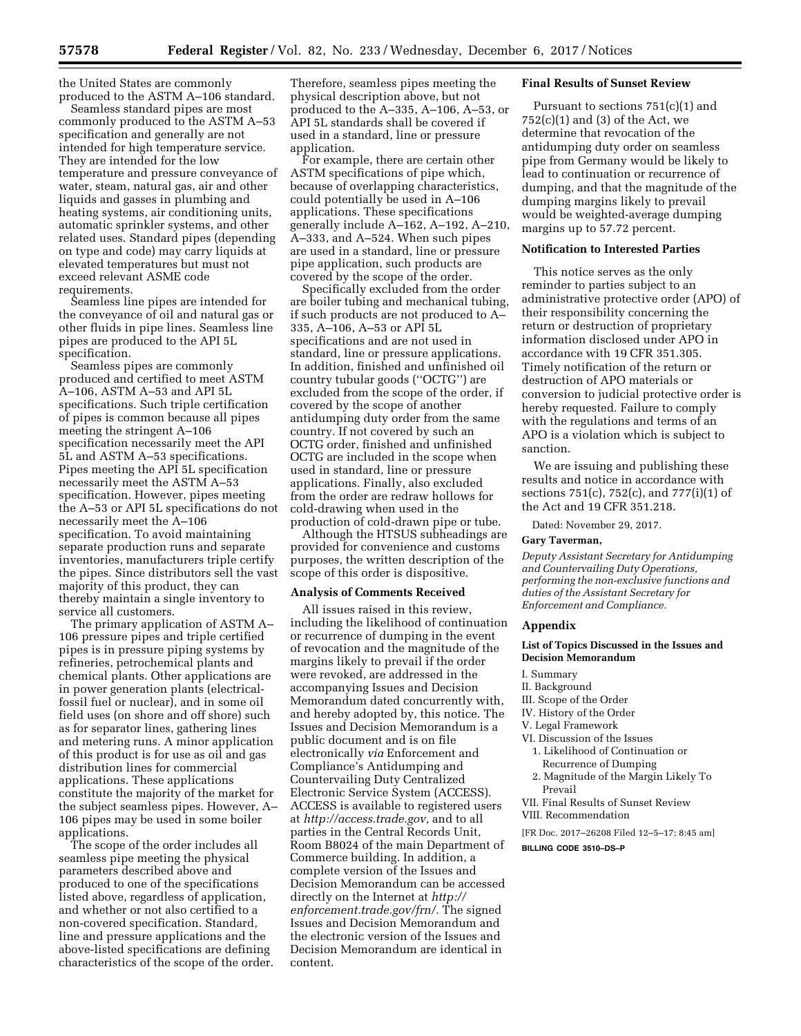the United States are commonly produced to the ASTM A–106 standard.

Seamless standard pipes are most commonly produced to the ASTM A–53 specification and generally are not intended for high temperature service. They are intended for the low temperature and pressure conveyance of water, steam, natural gas, air and other liquids and gasses in plumbing and heating systems, air conditioning units, automatic sprinkler systems, and other related uses. Standard pipes (depending on type and code) may carry liquids at elevated temperatures but must not exceed relevant ASME code requirements.

Seamless line pipes are intended for the conveyance of oil and natural gas or other fluids in pipe lines. Seamless line pipes are produced to the API 5L specification.

Seamless pipes are commonly produced and certified to meet ASTM A–106, ASTM A–53 and API 5L specifications. Such triple certification of pipes is common because all pipes meeting the stringent A–106 specification necessarily meet the API 5L and ASTM A–53 specifications. Pipes meeting the API 5L specification necessarily meet the ASTM A–53 specification. However, pipes meeting the A–53 or API 5L specifications do not necessarily meet the A–106 specification. To avoid maintaining separate production runs and separate inventories, manufacturers triple certify the pipes. Since distributors sell the vast majority of this product, they can thereby maintain a single inventory to service all customers.

The primary application of ASTM A–106 pressure pipes and triple certified pipes is in pressure piping systems by refineries, petrochemical plants and chemical plants. Other applications are in power generation plants (electrical-fossil fuel or nuclear), and in some oil field uses (on shore and off shore) such as for separator lines, gathering lines and metering runs. A minor application of this product is for use as oil and gas distribution lines for commercial applications. These applications constitute the majority of the market for the subject seamless pipes. However, A–106 pipes may be used in some boiler applications.

The scope of the order includes all seamless pipe meeting the physical parameters described above and produced to one of the specifications listed above, regardless of application, and whether or not also certified to a non-covered specification. Standard, line and pressure applications and the above-listed specifications are defining characteristics of the scope of the order. Therefore, seamless pipes meeting the physical description above, but not produced to the A–335, A–106, A–53, or API 5L standards shall be covered if used in a standard, line or pressure application.

For example, there are certain other ASTM specifications of pipe which, because of overlapping characteristics, could potentially be used in A–106 applications. These specifications generally include A–162, A–192, A–210, A–333, and A–524. When such pipes are used in a standard, line or pressure pipe application, such products are covered by the scope of the order.

Specifically excluded from the order are boiler tubing and mechanical tubing, if such products are not produced to A–335, A–106, A–53 or API 5L specifications and are not used in standard, line or pressure applications. In addition, finished and unfinished oil country tubular goods (''OCTG'') are excluded from the scope of the order, if covered by the scope of another antidumping duty order from the same country. If not covered by such an OCTG order, finished and unfinished OCTG are included in the scope when used in standard, line or pressure applications. Finally, also excluded from the order are redraw hollows for cold-drawing when used in the production of cold-drawn pipe or tube.

Although the HTSUS subheadings are provided for convenience and customs purposes, the written description of the scope of this order is dispositive.

## Analysis of Comments Received

All issues raised in this review, including the likelihood of continuation or recurrence of dumping in the event of revocation and the magnitude of the margins likely to prevail if the order were revoked, are addressed in the accompanying Issues and Decision Memorandum dated concurrently with, and hereby adopted by, this notice. The Issues and Decision Memorandum is a public document and is on file electronically *via* Enforcement and Compliance's Antidumping and Countervailing Duty Centralized Electronic Service System (ACCESS). ACCESS is available to registered users at *http://access.trade.gov,* and to all parties in the Central Records Unit, Room B8024 of the main Department of Commerce building. In addition, a complete version of the Issues and Decision Memorandum can be accessed directly on the Internet at *http://enforcement.trade.gov/frn/.* The signed Issues and Decision Memorandum and the electronic version of the Issues and Decision Memorandum are identical in content.

## Final Results of Sunset Review

Pursuant to sections 751(c)(1) and 752(c)(1) and (3) of the Act, we determine that revocation of the antidumping duty order on seamless pipe from Germany would be likely to lead to continuation or recurrence of dumping, and that the magnitude of the dumping margins likely to prevail would be weighted-average dumping margins up to 57.72 percent.

## Notification to Interested Parties

This notice serves as the only reminder to parties subject to an administrative protective order (APO) of their responsibility concerning the return or destruction of proprietary information disclosed under APO in accordance with 19 CFR 351.305. Timely notification of the return or destruction of APO materials or conversion to judicial protective order is hereby requested. Failure to comply with the regulations and terms of an APO is a violation which is subject to sanction.

We are issuing and publishing these results and notice in accordance with sections 751(c), 752(c), and 777(i)(1) of the Act and 19 CFR 351.218.

Dated: November 29, 2017.

**Gary Taverman,**

*Deputy Assistant Secretary for Antidumping and Countervailing Duty Operations, performing the non-exclusive functions and duties of the Assistant Secretary for Enforcement and Compliance.*

## Appendix

### List of Topics Discussed in the Issues and Decision Memorandum

I. Summary
II. Background
III. Scope of the Order
IV. History of the Order
V. Legal Framework
VI. Discussion of the Issues
  1. Likelihood of Continuation or Recurrence of Dumping
  2. Magnitude of the Margin Likely To Prevail
VII. Final Results of Sunset Review
VIII. Recommendation

[FR Doc. 2017–26208 Filed 12–5–17; 8:45 am]

**BILLING CODE 3510–DS–P**